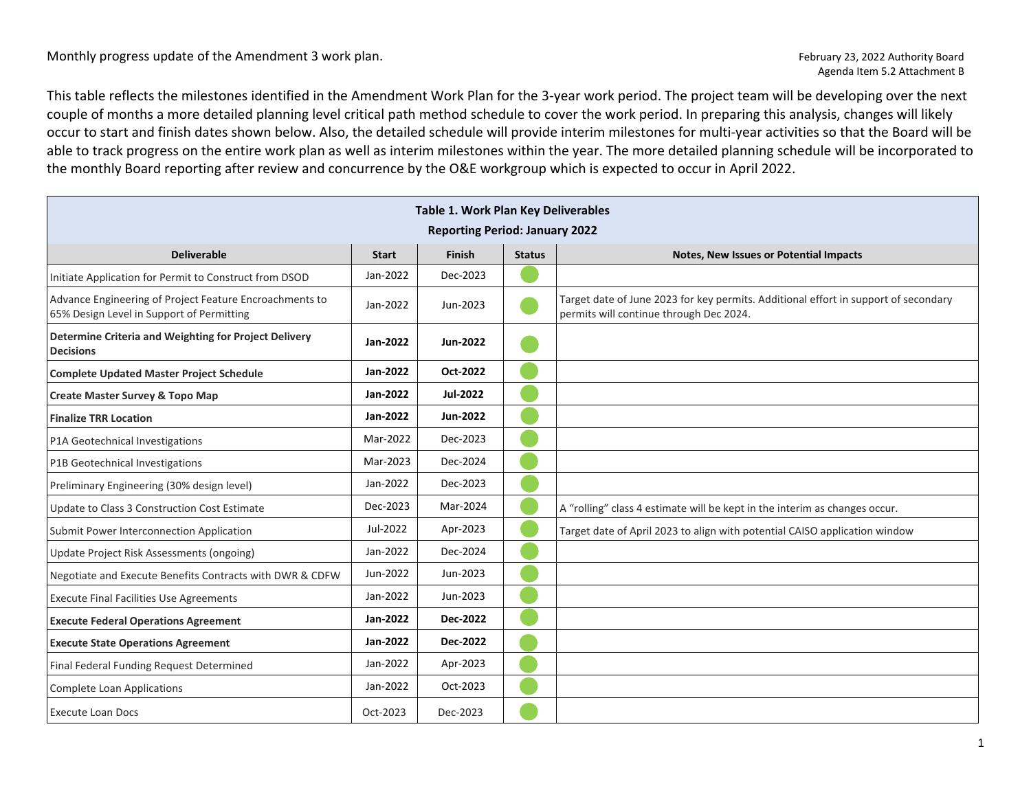Monthly progress update of the Amendment 3 work plan.

February 23, 2022 Authority Board
Agenda Item 5.2 Attachment B

This table reflects the milestones identified in the Amendment Work Plan for the 3-year work period. The project team will be developing over the next couple of months a more detailed planning level critical path method schedule to cover the work period. In preparing this analysis, changes will likely occur to start and finish dates shown below. Also, the detailed schedule will provide interim milestones for multi-year activities so that the Board will be able to track progress on the entire work plan as well as interim milestones within the year. The more detailed planning schedule will be incorporated to the monthly Board reporting after review and concurrence by the O&E workgroup which is expected to occur in April 2022.

**Table 1. Work Plan Key Deliverables**
**Reporting Period: January 2022**

| Deliverable | Start | Finish | Status | Notes, New Issues or Potential Impacts |
|---|---|---|---|---|
| Initiate Application for Permit to Construct from DSOD | Jan-2022 | Dec-2023 | Green | |
| Advance Engineering of Project Feature Encroachments to 65% Design Level in Support of Permitting | Jan-2022 | Jun-2023 | Green | Target date of June 2023 for key permits. Additional effort in support of secondary permits will continue through Dec 2024. |
| **Determine Criteria and Weighting for Project Delivery Decisions** | **Jan-2022** | **Jun-2022** | Green | |
| **Complete Updated Master Project Schedule** | **Jan-2022** | **Oct-2022** | Green | |
| **Create Master Survey & Topo Map** | **Jan-2022** | **Jul-2022** | Green | |
| **Finalize TRR Location** | **Jan-2022** | **Jun-2022** | Green | |
| P1A Geotechnical Investigations | Mar-2022 | Dec-2023 | Green | |
| P1B Geotechnical Investigations | Mar-2023 | Dec-2024 | Green | |
| Preliminary Engineering (30% design level) | Jan-2022 | Dec-2023 | Green | |
| Update to Class 3 Construction Cost Estimate | Dec-2023 | Mar-2024 | Green | A "rolling" class 4 estimate will be kept in the interim as changes occur. |
| Submit Power Interconnection Application | Jul-2022 | Apr-2023 | Green | Target date of April 2023 to align with potential CAISO application window |
| Update Project Risk Assessments (ongoing) | Jan-2022 | Dec-2024 | Green | |
| Negotiate and Execute Benefits Contracts with DWR & CDFW | Jun-2022 | Jun-2023 | Green | |
| Execute Final Facilities Use Agreements | Jan-2022 | Jun-2023 | Green | |
| **Execute Federal Operations Agreement** | **Jan-2022** | **Dec-2022** | Green | |
| **Execute State Operations Agreement** | **Jan-2022** | **Dec-2022** | Green | |
| Final Federal Funding Request Determined | Jan-2022 | Apr-2023 | Green | |
| Complete Loan Applications | Jan-2022 | Oct-2023 | Green | |
| Execute Loan Docs | Oct-2023 | Dec-2023 | Green | |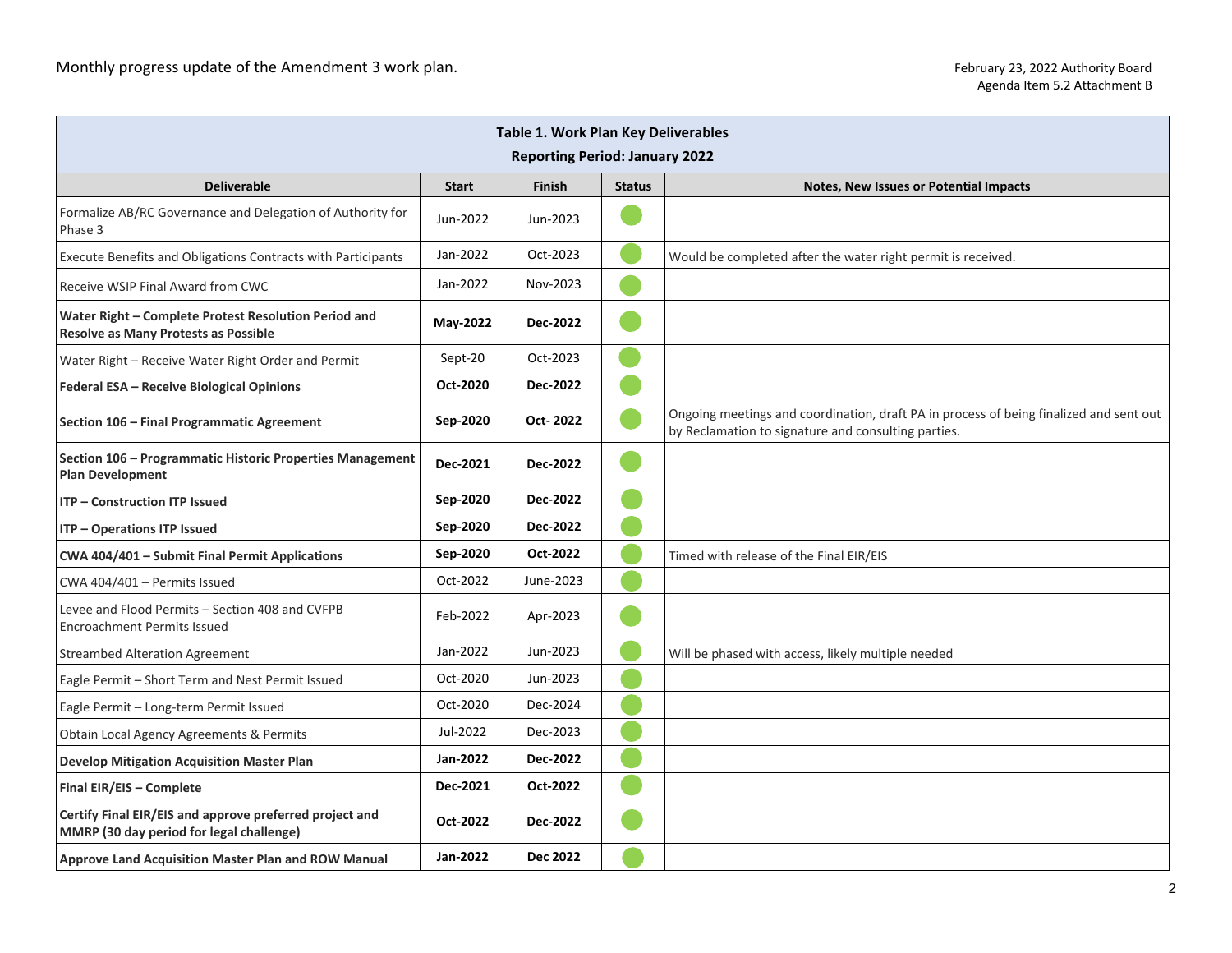Monthly progress update of the Amendment 3 work plan.

February 23, 2022 Authority Board
Agenda Item 5.2 Attachment B

**Table 1. Work Plan Key Deliverables**

**Reporting Period: January 2022**

| Deliverable | Start | Finish | Status | Notes, New Issues or Potential Impacts |
|---|---|---|---|---|
| Formalize AB/RC Governance and Delegation of Authority for Phase 3 | Jun-2022 | Jun-2023 | 🟢 | |
| Execute Benefits and Obligations Contracts with Participants | Jan-2022 | Oct-2023 | 🟢 | Would be completed after the water right permit is received. |
| Receive WSIP Final Award from CWC | Jan-2022 | Nov-2023 | 🟢 | |
| **Water Right – Complete Protest Resolution Period and Resolve as Many Protests as Possible** | **May-2022** | **Dec-2022** | 🟢 | |
| Water Right – Receive Water Right Order and Permit | Sept-20 | Oct-2023 | 🟢 | |
| **Federal ESA – Receive Biological Opinions** | **Oct-2020** | **Dec-2022** | 🟢 | |
| **Section 106 – Final Programmatic Agreement** | **Sep-2020** | **Oct- 2022** | 🟢 | Ongoing meetings and coordination, draft PA in process of being finalized and sent out by Reclamation to signature and consulting parties. |
| **Section 106 – Programmatic Historic Properties Management Plan Development** | **Dec-2021** | **Dec-2022** | 🟢 | |
| **ITP – Construction ITP Issued** | **Sep-2020** | **Dec-2022** | 🟢 | |
| **ITP – Operations ITP Issued** | **Sep-2020** | **Dec-2022** | 🟢 | |
| **CWA 404/401 – Submit Final Permit Applications** | **Sep-2020** | **Oct-2022** | 🟢 | Timed with release of the Final EIR/EIS |
| CWA 404/401 – Permits Issued | Oct-2022 | June-2023 | 🟢 | |
| Levee and Flood Permits – Section 408 and CVFPB Encroachment Permits Issued | Feb-2022 | Apr-2023 | 🟢 | |
| Streambed Alteration Agreement | Jan-2022 | Jun-2023 | 🟢 | Will be phased with access, likely multiple needed |
| Eagle Permit – Short Term and Nest Permit Issued | Oct-2020 | Jun-2023 | 🟢 | |
| Eagle Permit – Long-term Permit Issued | Oct-2020 | Dec-2024 | 🟢 | |
| Obtain Local Agency Agreements & Permits | Jul-2022 | Dec-2023 | 🟢 | |
| **Develop Mitigation Acquisition Master Plan** | **Jan-2022** | **Dec-2022** | 🟢 | |
| **Final EIR/EIS – Complete** | **Dec-2021** | **Oct-2022** | 🟢 | |
| **Certify Final EIR/EIS and approve preferred project and MMRP (30 day period for legal challenge)** | **Oct-2022** | **Dec-2022** | 🟢 | |
| **Approve Land Acquisition Master Plan and ROW Manual** | **Jan-2022** | **Dec 2022** | 🟢 | |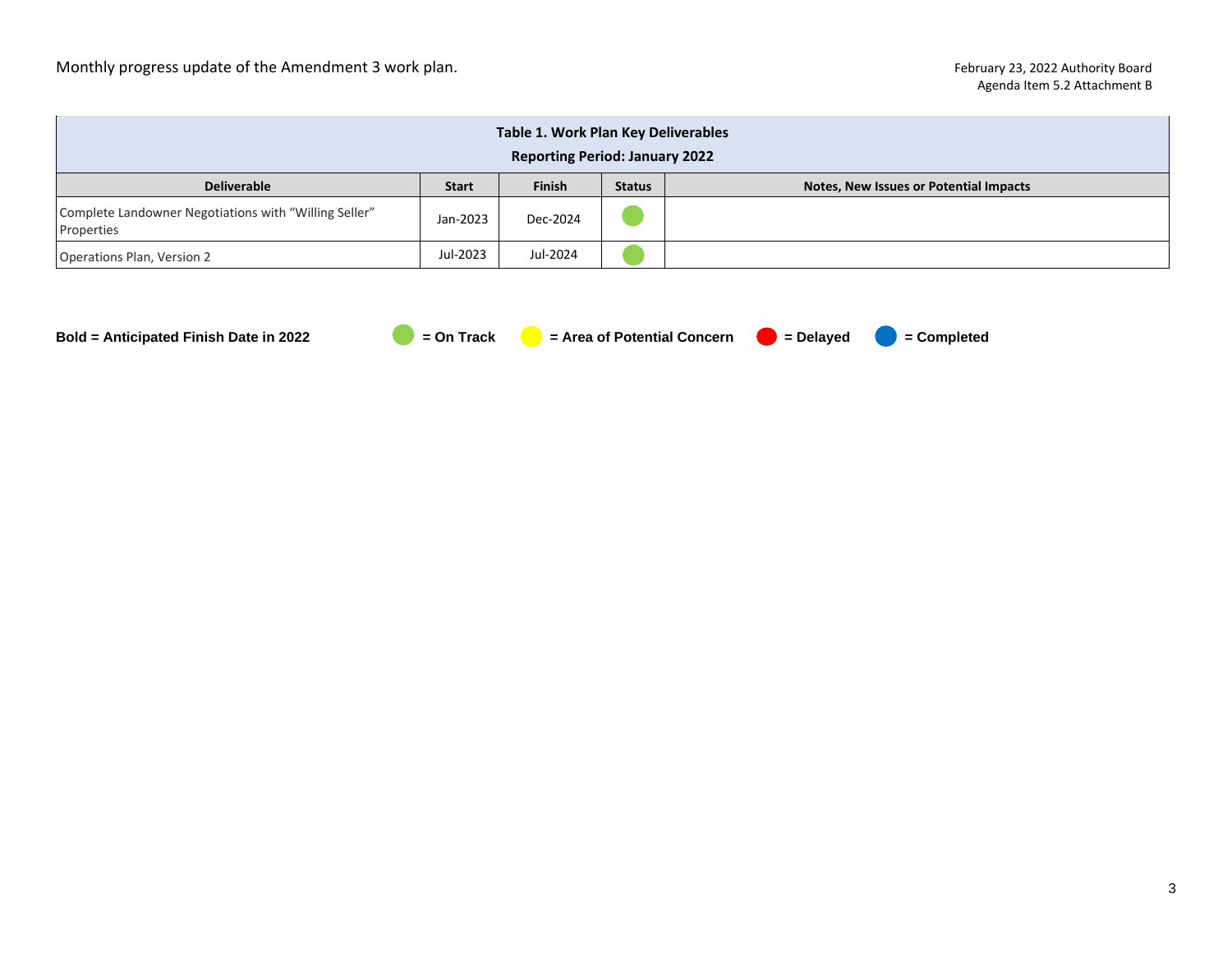Monthly progress update of the Amendment 3 work plan.

February 23, 2022 Authority Board
Agenda Item 5.2 Attachment B

**Table 1. Work Plan Key Deliverables**
**Reporting Period: January 2022**

| Deliverable | Start | Finish | Status | Notes, New Issues or Potential Impacts |
|---|---|---|---|---|
| Complete Landowner Negotiations with "Willing Seller" Properties | Jan-2023 | Dec-2024 | On Track (green) | |
| Operations Plan, Version 2 | Jul-2023 | Jul-2024 | On Track (green) | |

**Bold = Anticipated Finish Date in 2022** — **Green = On Track** — **Yellow = Area of Potential Concern** — **Red = Delayed** — **Blue = Completed**